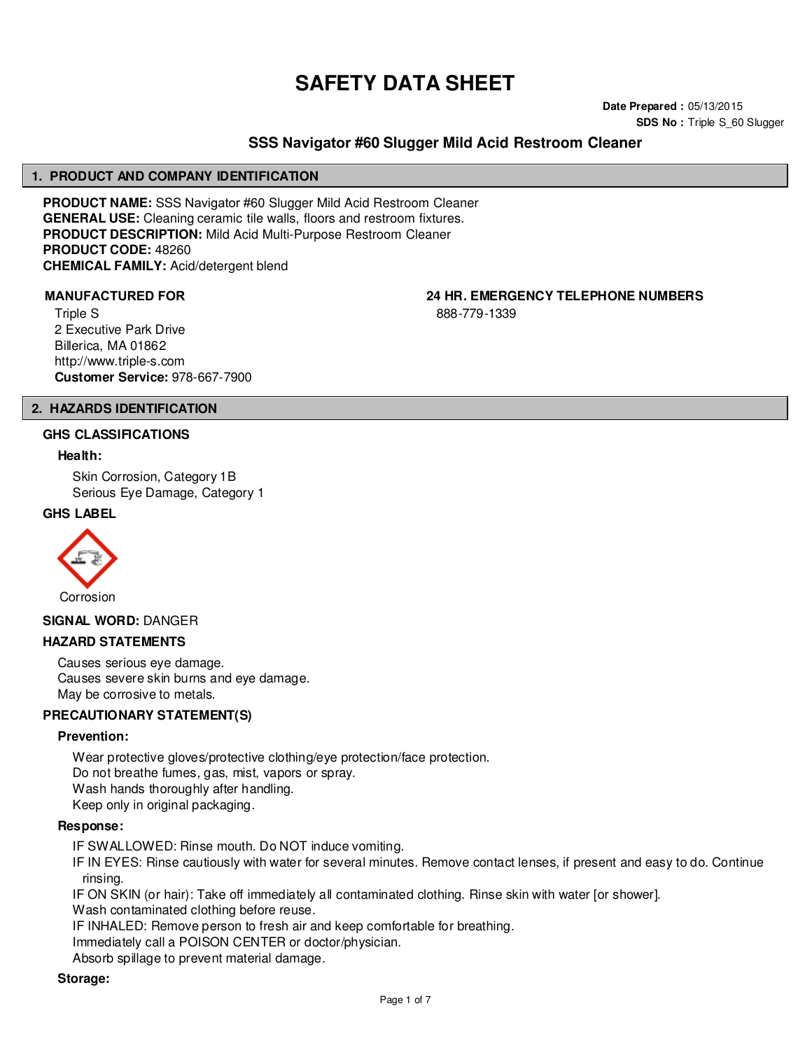# SAFETY DATA SHEET

**Date Prepared :** 05/13/2015
**SDS No :** Triple S_60 Slugger

## SSS Navigator #60 Slugger Mild Acid Restroom Cleaner

## 1. PRODUCT AND COMPANY IDENTIFICATION

**PRODUCT NAME:** SSS Navigator #60 Slugger Mild Acid Restroom Cleaner
**GENERAL USE:** Cleaning ceramic tile walls, floors and restroom fixtures.
**PRODUCT DESCRIPTION:** Mild Acid Multi-Purpose Restroom Cleaner
**PRODUCT CODE:** 48260
**CHEMICAL FAMILY:** Acid/detergent blend

**MANUFACTURED FOR**

Triple S
2 Executive Park Drive
Billerica, MA 01862
http://www.triple-s.com
**Customer Service:** 978-667-7900

**24 HR. EMERGENCY TELEPHONE NUMBERS**

888-779-1339

## 2. HAZARDS IDENTIFICATION

### GHS CLASSIFICATIONS

**Health:**

Skin Corrosion, Category 1B
Serious Eye Damage, Category 1

### GHS LABEL

Corrosion

**SIGNAL WORD:** DANGER

### HAZARD STATEMENTS

Causes serious eye damage.
Causes severe skin burns and eye damage.
May be corrosive to metals.

### PRECAUTIONARY STATEMENT(S)

**Prevention:**

Wear protective gloves/protective clothing/eye protection/face protection.
Do not breathe fumes, gas, mist, vapors or spray.
Wash hands thoroughly after handling.
Keep only in original packaging.

**Response:**

IF SWALLOWED: Rinse mouth. Do NOT induce vomiting.
IF IN EYES: Rinse cautiously with water for several minutes. Remove contact lenses, if present and easy to do. Continue rinsing.
IF ON SKIN (or hair): Take off immediately all contaminated clothing. Rinse skin with water [or shower].
Wash contaminated clothing before reuse.
IF INHALED: Remove person to fresh air and keep comfortable for breathing.
Immediately call a POISON CENTER or doctor/physician.
Absorb spillage to prevent material damage.

**Storage:**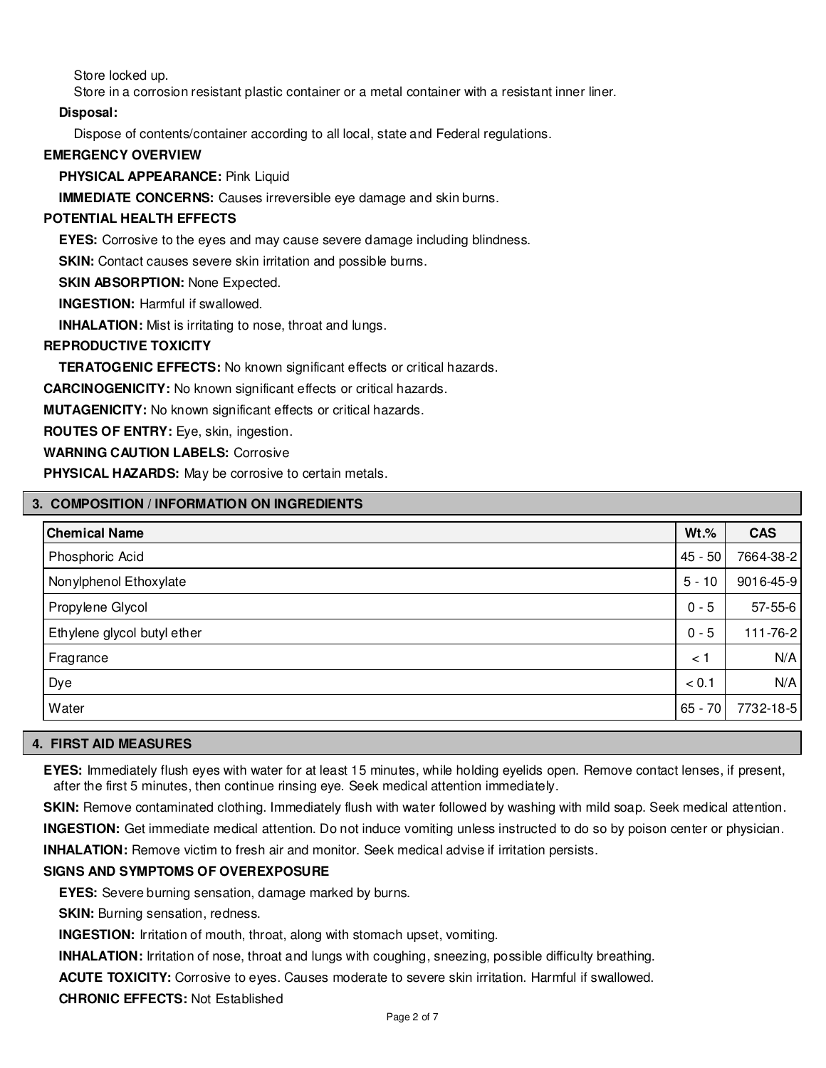Store locked up.

Store in a corrosion resistant plastic container or a metal container with a resistant inner liner.

**Disposal:**

Dispose of contents/container according to all local, state and Federal regulations.

**EMERGENCY OVERVIEW**

**PHYSICAL APPEARANCE:** Pink Liquid

**IMMEDIATE CONCERNS:** Causes irreversible eye damage and skin burns.

**POTENTIAL HEALTH EFFECTS**

**EYES:** Corrosive to the eyes and may cause severe damage including blindness.

**SKIN:** Contact causes severe skin irritation and possible burns.

**SKIN ABSORPTION:** None Expected.

**INGESTION:** Harmful if swallowed.

**INHALATION:** Mist is irritating to nose, throat and lungs.

**REPRODUCTIVE TOXICITY**

**TERATOGENIC EFFECTS:** No known significant effects or critical hazards.

**CARCINOGENICITY:** No known significant effects or critical hazards.

**MUTAGENICITY:** No known significant effects or critical hazards.

**ROUTES OF ENTRY:** Eye, skin, ingestion.

**WARNING CAUTION LABELS:** Corrosive

**PHYSICAL HAZARDS:** May be corrosive to certain metals.

## 3. COMPOSITION / INFORMATION ON INGREDIENTS

| Chemical Name | Wt.% | CAS |
|---|---|---|
| Phosphoric Acid | 45 - 50 | 7664-38-2 |
| Nonylphenol Ethoxylate | 5 - 10 | 9016-45-9 |
| Propylene Glycol | 0 - 5 | 57-55-6 |
| Ethylene glycol butyl ether | 0 - 5 | 111-76-2 |
| Fragrance | < 1 | N/A |
| Dye | < 0.1 | N/A |
| Water | 65 - 70 | 7732-18-5 |

## 4. FIRST AID MEASURES

**EYES:** Immediately flush eyes with water for at least 15 minutes, while holding eyelids open. Remove contact lenses, if present, after the first 5 minutes, then continue rinsing eye. Seek medical attention immediately.

**SKIN:** Remove contaminated clothing. Immediately flush with water followed by washing with mild soap. Seek medical attention.

**INGESTION:** Get immediate medical attention. Do not induce vomiting unless instructed to do so by poison center or physician.

**INHALATION:** Remove victim to fresh air and monitor. Seek medical advise if irritation persists.

**SIGNS AND SYMPTOMS OF OVEREXPOSURE**

**EYES:** Severe burning sensation, damage marked by burns.

**SKIN:** Burning sensation, redness.

**INGESTION:** Irritation of mouth, throat, along with stomach upset, vomiting.

**INHALATION:** Irritation of nose, throat and lungs with coughing, sneezing, possible difficulty breathing.

**ACUTE TOXICITY:** Corrosive to eyes. Causes moderate to severe skin irritation. Harmful if swallowed.

**CHRONIC EFFECTS:** Not Established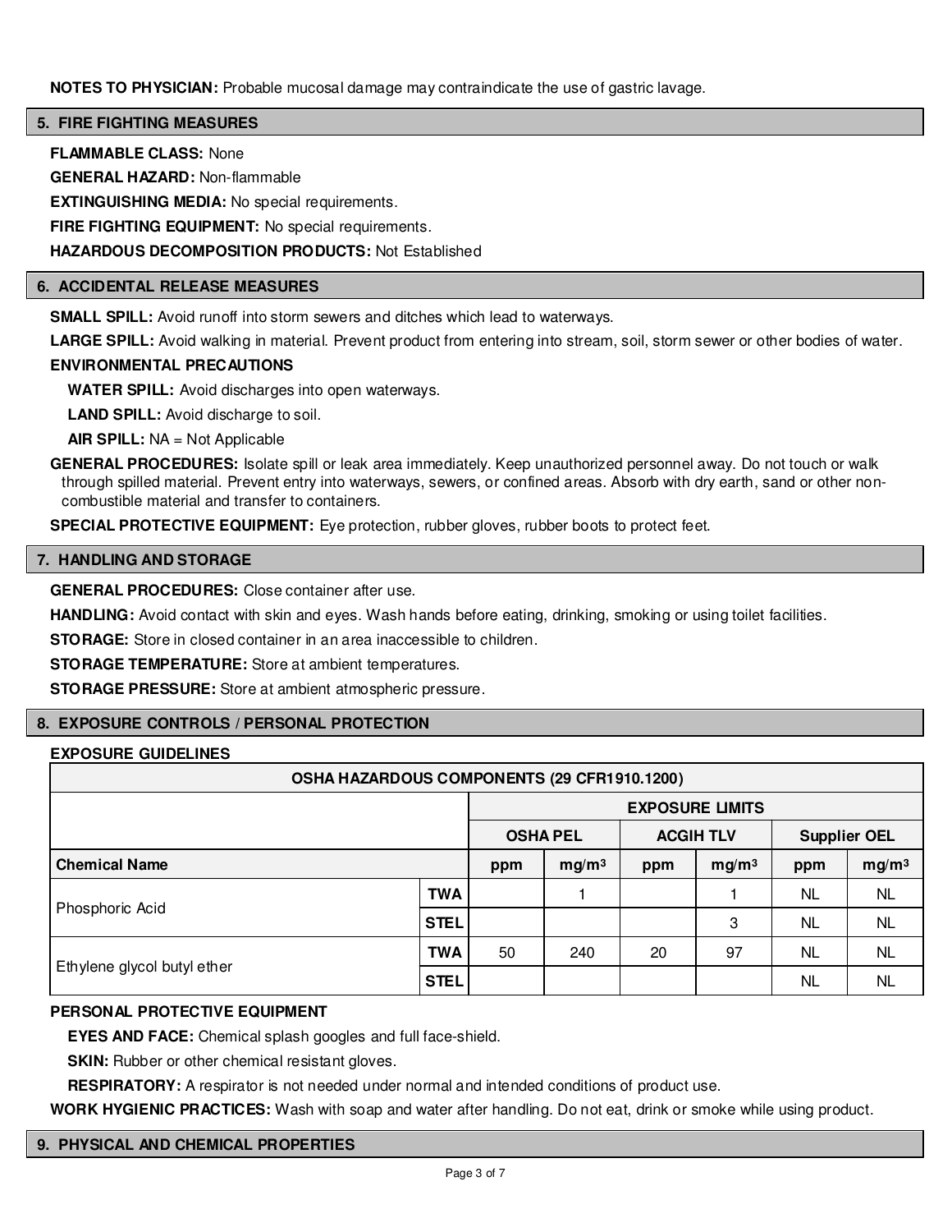**NOTES TO PHYSICIAN:** Probable mucosal damage may contraindicate the use of gastric lavage.

## 5. FIRE FIGHTING MEASURES

**FLAMMABLE CLASS:** None

**GENERAL HAZARD:** Non-flammable

**EXTINGUISHING MEDIA:** No special requirements.

**FIRE FIGHTING EQUIPMENT:** No special requirements.

**HAZARDOUS DECOMPOSITION PRODUCTS:** Not Established

## 6. ACCIDENTAL RELEASE MEASURES

**SMALL SPILL:** Avoid runoff into storm sewers and ditches which lead to waterways.

**LARGE SPILL:** Avoid walking in material. Prevent product from entering into stream, soil, storm sewer or other bodies of water.

**ENVIRONMENTAL PRECAUTIONS**

**WATER SPILL:** Avoid discharges into open waterways.

**LAND SPILL:** Avoid discharge to soil.

**AIR SPILL:** NA = Not Applicable

**GENERAL PROCEDURES:** Isolate spill or leak area immediately. Keep unauthorized personnel away. Do not touch or walk through spilled material. Prevent entry into waterways, sewers, or confined areas. Absorb with dry earth, sand or other non-combustible material and transfer to containers.

**SPECIAL PROTECTIVE EQUIPMENT:** Eye protection, rubber gloves, rubber boots to protect feet.

## 7. HANDLING AND STORAGE

**GENERAL PROCEDURES:** Close container after use.

**HANDLING:** Avoid contact with skin and eyes. Wash hands before eating, drinking, smoking or using toilet facilities.

**STORAGE:** Store in closed container in an area inaccessible to children.

**STORAGE TEMPERATURE:** Store at ambient temperatures.

**STORAGE PRESSURE:** Store at ambient atmospheric pressure.

## 8. EXPOSURE CONTROLS / PERSONAL PROTECTION

**EXPOSURE GUIDELINES**

| OSHA HAZARDOUS COMPONENTS (29 CFR1910.1200) | | | | | | | |
|---|---|---|---|---|---|---|---|
| | | EXPOSURE LIMITS | | | | | |
| | | OSHA PEL | | ACGIH TLV | | Supplier OEL | |
| **Chemical Name** | | ppm | $mg/m^3$ | ppm | $mg/m^3$ | ppm | $mg/m^3$ |
| Phosphoric Acid | TWA | | 1 | | 1 | NL | NL |
| | STEL | | | | 3 | NL | NL |
| Ethylene glycol butyl ether | TWA | 50 | 240 | 20 | 97 | NL | NL |
| | STEL | | | | | NL | NL |

**PERSONAL PROTECTIVE EQUIPMENT**

**EYES AND FACE:** Chemical splash googles and full face-shield.

**SKIN:** Rubber or other chemical resistant gloves.

**RESPIRATORY:** A respirator is not needed under normal and intended conditions of product use.

**WORK HYGIENIC PRACTICES:** Wash with soap and water after handling. Do not eat, drink or smoke while using product.

## 9. PHYSICAL AND CHEMICAL PROPERTIES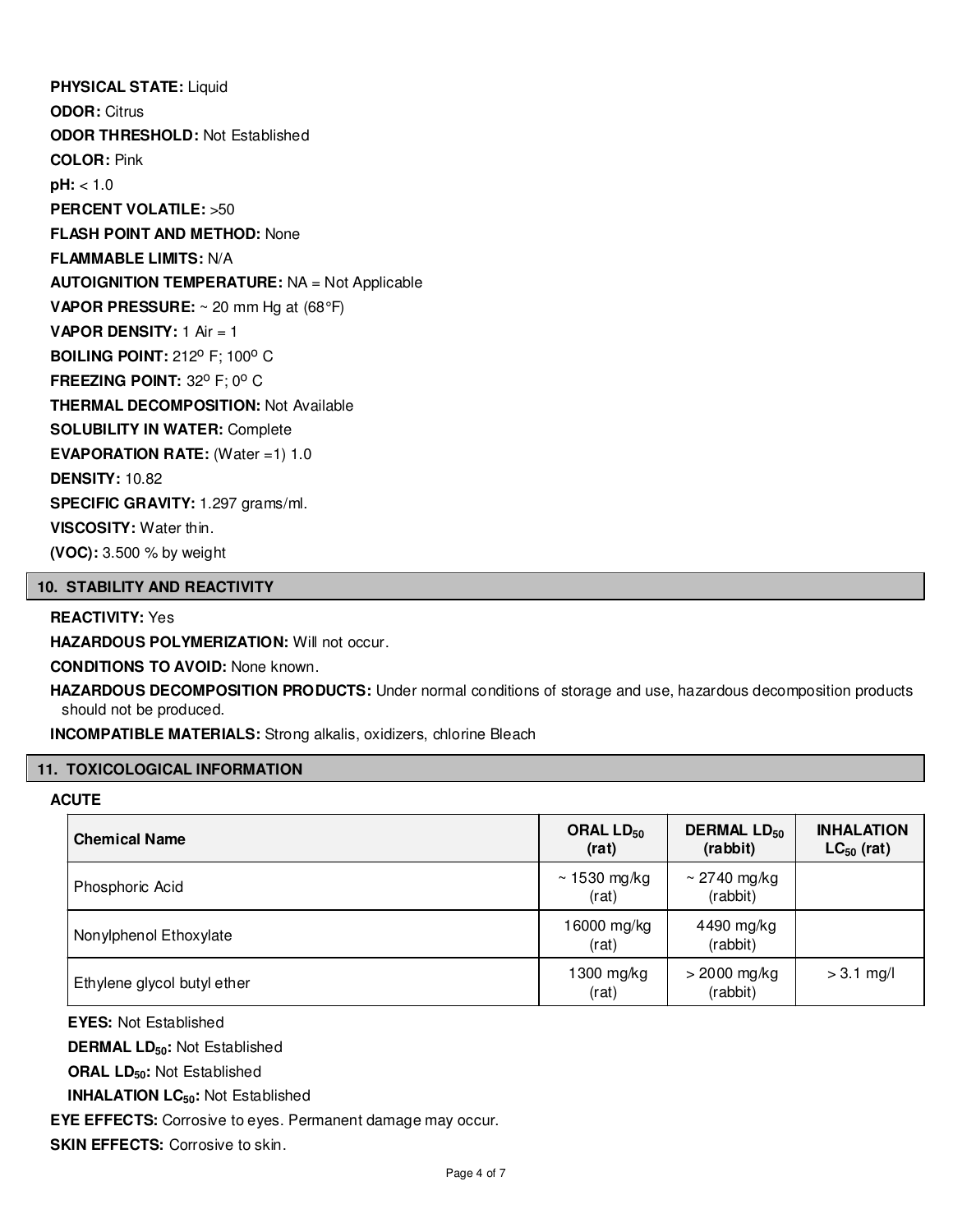**PHYSICAL STATE:** Liquid

**ODOR:** Citrus

**ODOR THRESHOLD:** Not Established

**COLOR:** Pink

**pH:** < 1.0

**PERCENT VOLATILE:** >50

**FLASH POINT AND METHOD:** None

**FLAMMABLE LIMITS:** N/A

**AUTOIGNITION TEMPERATURE:** NA = Not Applicable

**VAPOR PRESSURE:** ~ 20 mm Hg at (68°F)

**VAPOR DENSITY:** 1 Air = 1

**BOILING POINT:** $212^{o}$ F; $100^{o}$ C

**FREEZING POINT:** $32^{o}$ F; $0^{o}$ C

**THERMAL DECOMPOSITION:** Not Available

**SOLUBILITY IN WATER:** Complete

**EVAPORATION RATE:** (Water =1) 1.0

**DENSITY:** 10.82

**SPECIFIC GRAVITY:** 1.297 grams/ml.

**VISCOSITY:** Water thin.

**(VOC):** 3.500 % by weight

## 10. STABILITY AND REACTIVITY

**REACTIVITY:** Yes

**HAZARDOUS POLYMERIZATION:** Will not occur.

**CONDITIONS TO AVOID:** None known.

**HAZARDOUS DECOMPOSITION PRODUCTS:** Under normal conditions of storage and use, hazardous decomposition products should not be produced.

**INCOMPATIBLE MATERIALS:** Strong alkalis, oxidizers, chlorine Bleach

## 11. TOXICOLOGICAL INFORMATION

**ACUTE**

| Chemical Name | ORAL $LD_{50}$ (rat) | DERMAL $LD_{50}$ (rabbit) | INHALATION $LC_{50}$ (rat) |
|---|---|---|---|
| Phosphoric Acid | ~ 1530 mg/kg (rat) | ~ 2740 mg/kg (rabbit) | |
| Nonylphenol Ethoxylate | 16000 mg/kg (rat) | 4490 mg/kg (rabbit) | |
| Ethylene glycol butyl ether | 1300 mg/kg (rat) | > 2000 mg/kg (rabbit) | > 3.1 mg/l |

**EYES:** Not Established

**DERMAL $LD_{50}$:** Not Established

**ORAL $LD_{50}$:** Not Established

**INHALATION $LC_{50}$:** Not Established

**EYE EFFECTS:** Corrosive to eyes. Permanent damage may occur.

**SKIN EFFECTS:** Corrosive to skin.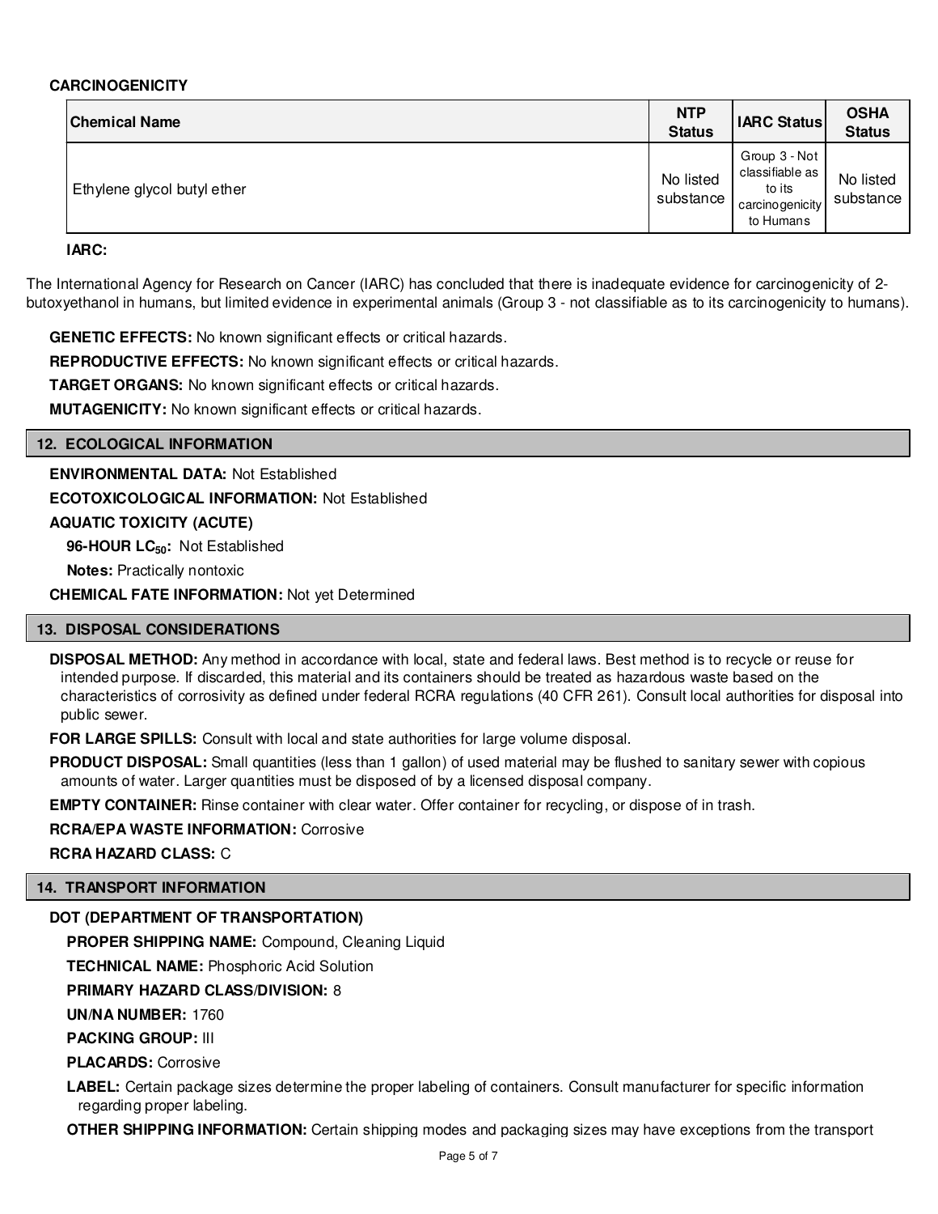**CARCINOGENICITY**

| Chemical Name | NTP Status | IARC Status | OSHA Status |
|---|---|---|---|
| Ethylene glycol butyl ether | No listed substance | Group 3 - Not classifiable as to its carcinogenicity to Humans | No listed substance |

**IARC:**

The International Agency for Research on Cancer (IARC) has concluded that there is inadequate evidence for carcinogenicity of 2-butoxyethanol in humans, but limited evidence in experimental animals (Group 3 - not classifiable as to its carcinogenicity to humans).

**GENETIC EFFECTS:** No known significant effects or critical hazards.

**REPRODUCTIVE EFFECTS:** No known significant effects or critical hazards.

**TARGET ORGANS:** No known significant effects or critical hazards.

**MUTAGENICITY:** No known significant effects or critical hazards.

## 12. ECOLOGICAL INFORMATION

**ENVIRONMENTAL DATA:** Not Established

**ECOTOXICOLOGICAL INFORMATION:** Not Established

**AQUATIC TOXICITY (ACUTE)**

**96-HOUR $LC_{50}$:** Not Established

**Notes:** Practically nontoxic

**CHEMICAL FATE INFORMATION:** Not yet Determined

## 13. DISPOSAL CONSIDERATIONS

**DISPOSAL METHOD:** Any method in accordance with local, state and federal laws. Best method is to recycle or reuse for intended purpose. If discarded, this material and its containers should be treated as hazardous waste based on the characteristics of corrosivity as defined under federal RCRA regulations (40 CFR 261). Consult local authorities for disposal into public sewer.

**FOR LARGE SPILLS:** Consult with local and state authorities for large volume disposal.

**PRODUCT DISPOSAL:** Small quantities (less than 1 gallon) of used material may be flushed to sanitary sewer with copious amounts of water. Larger quantities must be disposed of by a licensed disposal company.

**EMPTY CONTAINER:** Rinse container with clear water. Offer container for recycling, or dispose of in trash.

**RCRA/EPA WASTE INFORMATION:** Corrosive

**RCRA HAZARD CLASS:** C

## 14. TRANSPORT INFORMATION

**DOT (DEPARTMENT OF TRANSPORTATION)**

**PROPER SHIPPING NAME:** Compound, Cleaning Liquid

**TECHNICAL NAME:** Phosphoric Acid Solution

**PRIMARY HAZARD CLASS/DIVISION:** 8

**UN/NA NUMBER:** 1760

**PACKING GROUP:** III

**PLACARDS:** Corrosive

**LABEL:** Certain package sizes determine the proper labeling of containers. Consult manufacturer for specific information regarding proper labeling.

**OTHER SHIPPING INFORMATION:** Certain shipping modes and packaging sizes may have exceptions from the transport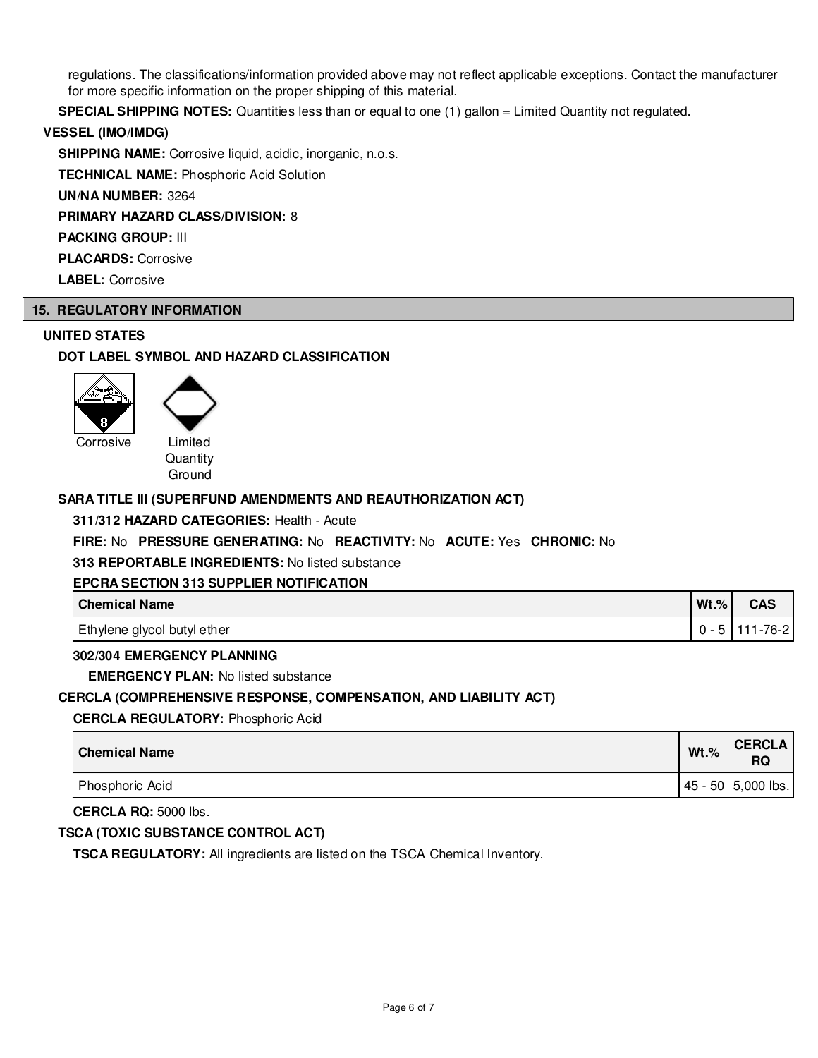regulations. The classifications/information provided above may not reflect applicable exceptions. Contact the manufacturer for more specific information on the proper shipping of this material.

**SPECIAL SHIPPING NOTES:** Quantities less than or equal to one (1) gallon = Limited Quantity not regulated.

**VESSEL (IMO/IMDG)**

**SHIPPING NAME:** Corrosive liquid, acidic, inorganic, n.o.s.

**TECHNICAL NAME:** Phosphoric Acid Solution

**UN/NA NUMBER:** 3264

**PRIMARY HAZARD CLASS/DIVISION:** 8

**PACKING GROUP:** III

**PLACARDS:** Corrosive

**LABEL:** Corrosive

## 15. REGULATORY INFORMATION

**UNITED STATES**

**DOT LABEL SYMBOL AND HAZARD CLASSIFICATION**

Corrosive

Limited Quantity Ground

**SARA TITLE III (SUPERFUND AMENDMENTS AND REAUTHORIZATION ACT)**

**311/312 HAZARD CATEGORIES:** Health - Acute

**FIRE:** No **PRESSURE GENERATING:** No **REACTIVITY:** No **ACUTE:** Yes **CHRONIC:** No

**313 REPORTABLE INGREDIENTS:** No listed substance

**EPCRA SECTION 313 SUPPLIER NOTIFICATION**

| Chemical Name | Wt.% | CAS |
|---|---|---|
| Ethylene glycol butyl ether | 0 - 5 | 111-76-2 |

**302/304 EMERGENCY PLANNING**

**EMERGENCY PLAN:** No listed substance

**CERCLA (COMPREHENSIVE RESPONSE, COMPENSATION, AND LIABILITY ACT)**

**CERCLA REGULATORY:** Phosphoric Acid

| Chemical Name | Wt.% | CERCLA RQ |
|---|---|---|
| Phosphoric Acid | 45 - 50 | 5,000 lbs. |

**CERCLA RQ:** 5000 lbs.

**TSCA (TOXIC SUBSTANCE CONTROL ACT)**

**TSCA REGULATORY:** All ingredients are listed on the TSCA Chemical Inventory.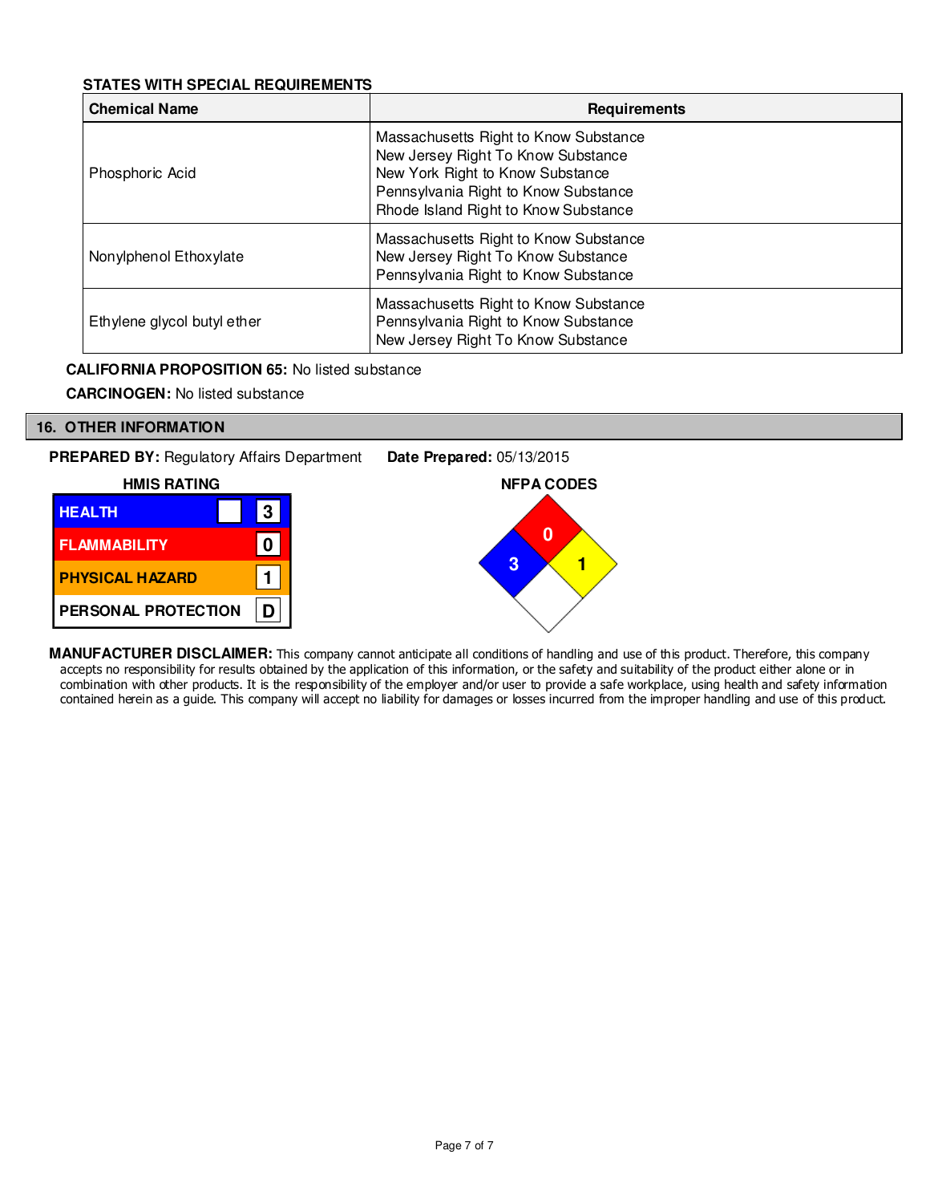**STATES WITH SPECIAL REQUIREMENTS**

| Chemical Name | Requirements |
| --- | --- |
| Phosphoric Acid | Massachusetts Right to Know Substance<br>New Jersey Right To Know Substance<br>New York Right to Know Substance<br>Pennsylvania Right to Know Substance<br>Rhode Island Right to Know Substance |
| Nonylphenol Ethoxylate | Massachusetts Right to Know Substance<br>New Jersey Right To Know Substance<br>Pennsylvania Right to Know Substance |
| Ethylene glycol butyl ether | Massachusetts Right to Know Substance<br>Pennsylvania Right to Know Substance<br>New Jersey Right To Know Substance |

**CALIFORNIA PROPOSITION 65:** No listed substance

**CARCINOGEN:** No listed substance

## 16. OTHER INFORMATION

**PREPARED BY:** Regulatory Affairs Department **Date Prepared:** 05/13/2015

**HMIS RATING**

| | |
| --- | --- |
| HEALTH | 3 |
| FLAMMABILITY | 0 |
| PHYSICAL HAZARD | 1 |
| PERSONAL PROTECTION | D |

**NFPA CODES**

0
3
1

**MANUFACTURER DISCLAIMER:** This company cannot anticipate all conditions of handling and use of this product. Therefore, this company accepts no responsibility for results obtained by the application of this information, or the safety and suitability of the product either alone or in combination with other products. It is the responsibility of the employer and/or user to provide a safe workplace, using health and safety information contained herein as a guide. This company will accept no liability for damages or losses incurred from the improper handling and use of this product.